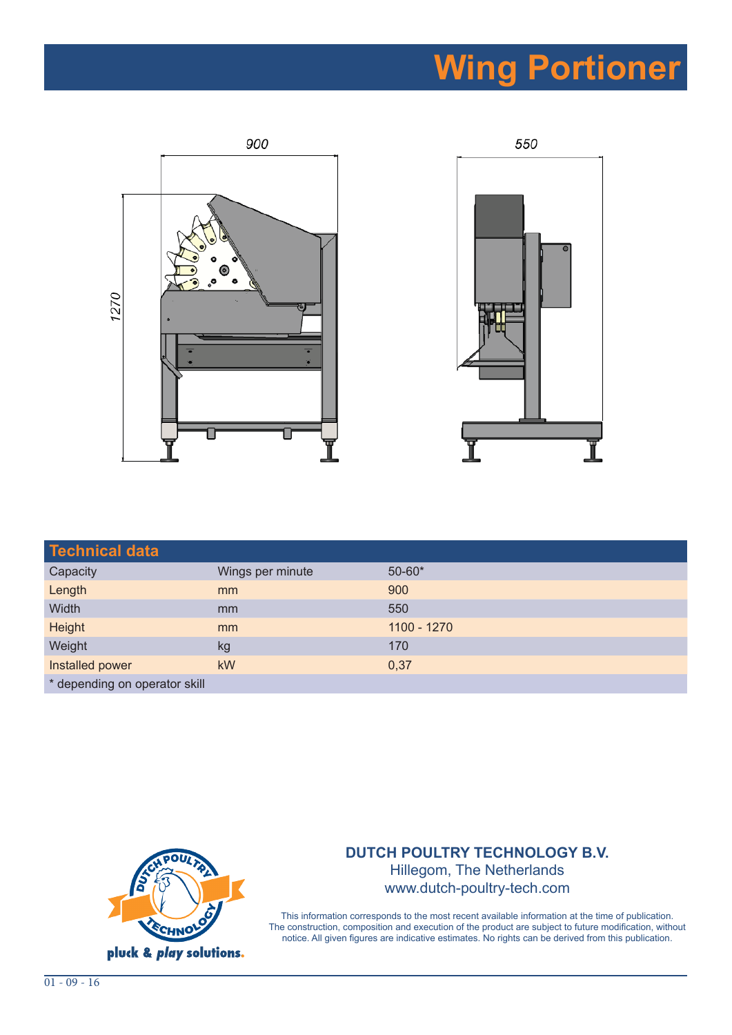# Wing Portioner

## Technical data

| Technical data | | |
|---|---|---|
| Capacity | Wings per minute | 50-60* |
| Length | mm | 900 |
| Width | mm | 550 |
| Height | mm | 1100 - 1270 |
| Weight | kg | 170 |
| Installed power | kW | 0,37 |

* depending on operator skill

**DUTCH POULTRY TECHNOLOGY B.V.**
Hillegom, The Netherlands
www.dutch-poultry-tech.com

This information corresponds to the most recent available information at the time of publication. The construction, composition and execution of the product are subject to future modification, without notice. All given figures are indicative estimates. No rights can be derived from this publication.

01 - 09 - 16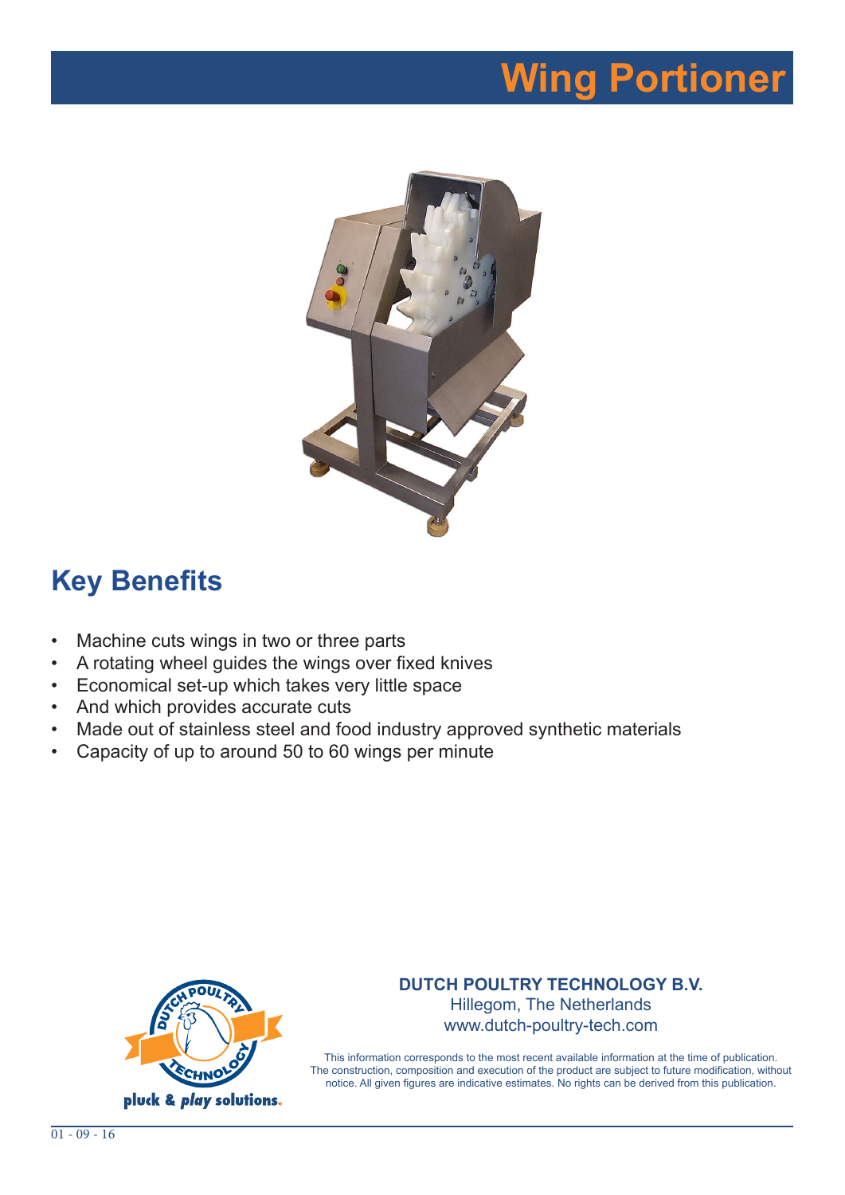# Wing Portioner

## Key Benefits

- Machine cuts wings in two or three parts
- A rotating wheel guides the wings over fixed knives
- Economical set-up which takes very little space
- And which provides accurate cuts
- Made out of stainless steel and food industry approved synthetic materials
- Capacity of up to around 50 to 60 wings per minute

pluck & play solutions.

**DUTCH POULTRY TECHNOLOGY B.V.**
Hillegom, The Netherlands
www.dutch-poultry-tech.com

This information corresponds to the most recent available information at the time of publication. The construction, composition and execution of the product are subject to future modification, without notice. All given figures are indicative estimates. No rights can be derived from this publication.

01 - 09 - 16